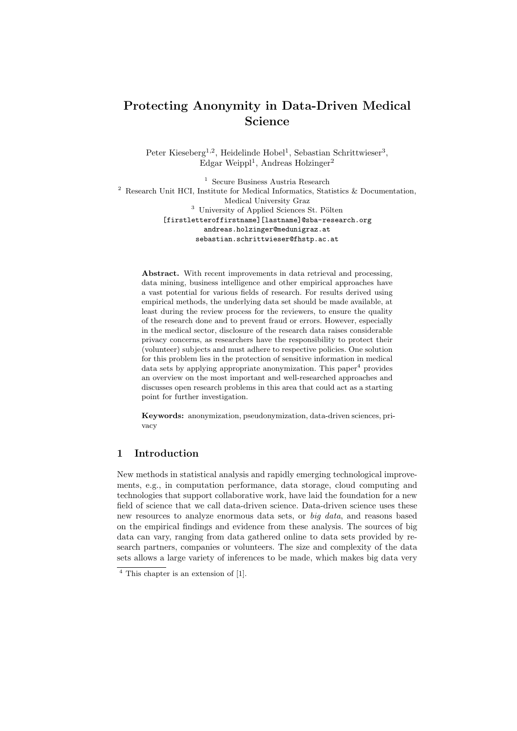# Protecting Anonymity in Data-Driven Medical Science

Peter Kieseberg[1,2], Heidelinde Hobel[1], Sebastian Schrittwieser[3], Edgar Weippl[1], Andreas Holzinger[2]

[1] Secure Business Austria Research
[2] Research Unit HCI, Institute for Medical Informatics, Statistics & Documentation, Medical University Graz
[3] University of Applied Sciences St. Pölten

[firstletteroffirstname][lastname]@sba-research.org
andreas.holzinger@medunigraz.at
sebastian.schrittwieser@fhstp.ac.at

**Abstract.** With recent improvements in data retrieval and processing, data mining, business intelligence and other empirical approaches have a vast potential for various fields of research. For results derived using empirical methods, the underlying data set should be made available, at least during the review process for the reviewers, to ensure the quality of the research done and to prevent fraud or errors. However, especially in the medical sector, disclosure of the research data raises considerable privacy concerns, as researchers have the responsibility to protect their (volunteer) subjects and must adhere to respective policies. One solution for this problem lies in the protection of sensitive information in medical data sets by applying appropriate anonymization. This paper[4] provides an overview on the most important and well-researched approaches and discusses open research problems in this area that could act as a starting point for further investigation.

**Keywords:** anonymization, pseudonymization, data-driven sciences, privacy

## 1 Introduction

New methods in statistical analysis and rapidly emerging technological improvements, e.g., in computation performance, data storage, cloud computing and technologies that support collaborative work, have laid the foundation for a new field of science that we call data-driven science. Data-driven science uses these new resources to analyze enormous data sets, or *big data*, and reasons based on the empirical findings and evidence from these analysis. The sources of big data can vary, ranging from data gathered online to data sets provided by research partners, companies or volunteers. The size and complexity of the data sets allows a large variety of inferences to be made, which makes big data very

[4] This chapter is an extension of [1].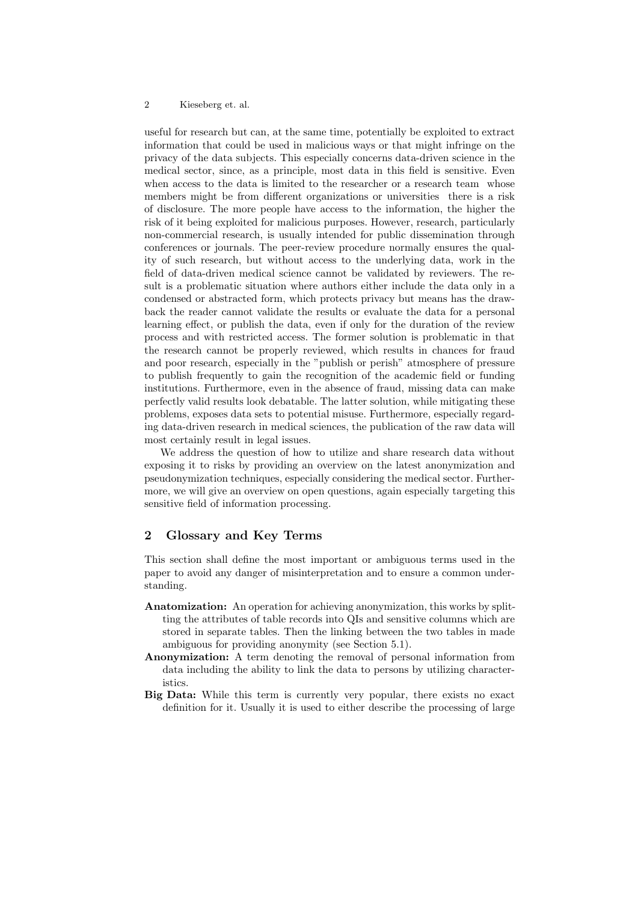useful for research but can, at the same time, potentially be exploited to extract information that could be used in malicious ways or that might infringe on the privacy of the data subjects. This especially concerns data-driven science in the medical sector, since, as a principle, most data in this field is sensitive. Even when access to the data is limited to the researcher or a research team whose members might be from different organizations or universities there is a risk of disclosure. The more people have access to the information, the higher the risk of it being exploited for malicious purposes. However, research, particularly non-commercial research, is usually intended for public dissemination through conferences or journals. The peer-review procedure normally ensures the quality of such research, but without access to the underlying data, work in the field of data-driven medical science cannot be validated by reviewers. The result is a problematic situation where authors either include the data only in a condensed or abstracted form, which protects privacy but means has the drawback the reader cannot validate the results or evaluate the data for a personal learning effect, or publish the data, even if only for the duration of the review process and with restricted access. The former solution is problematic in that the research cannot be properly reviewed, which results in chances for fraud and poor research, especially in the "publish or perish" atmosphere of pressure to publish frequently to gain the recognition of the academic field or funding institutions. Furthermore, even in the absence of fraud, missing data can make perfectly valid results look debatable. The latter solution, while mitigating these problems, exposes data sets to potential misuse. Furthermore, especially regarding data-driven research in medical sciences, the publication of the raw data will most certainly result in legal issues.

We address the question of how to utilize and share research data without exposing it to risks by providing an overview on the latest anonymization and pseudonymization techniques, especially considering the medical sector. Furthermore, we will give an overview on open questions, again especially targeting this sensitive field of information processing.

## 2 Glossary and Key Terms

This section shall define the most important or ambiguous terms used in the paper to avoid any danger of misinterpretation and to ensure a common understanding.

**Anatomization:** An operation for achieving anonymization, this works by splitting the attributes of table records into QIs and sensitive columns which are stored in separate tables. Then the linking between the two tables in made ambiguous for providing anonymity (see Section 5.1).

**Anonymization:** A term denoting the removal of personal information from data including the ability to link the data to persons by utilizing characteristics.

**Big Data:** While this term is currently very popular, there exists no exact definition for it. Usually it is used to either describe the processing of large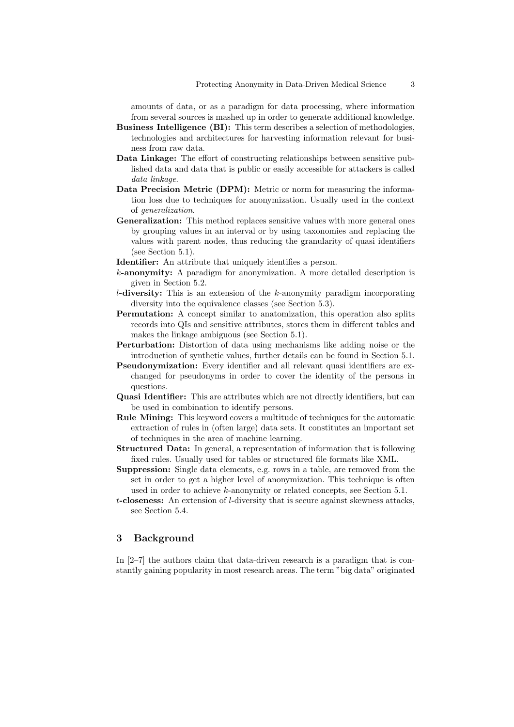amounts of data, or as a paradigm for data processing, where information from several sources is mashed up in order to generate additional knowledge.

**Business Intelligence (BI):** This term describes a selection of methodologies, technologies and architectures for harvesting information relevant for business from raw data.

**Data Linkage:** The effort of constructing relationships between sensitive published data and data that is public or easily accessible for attackers is called *data linkage*.

**Data Precision Metric (DPM):** Metric or norm for measuring the information loss due to techniques for anonymization. Usually used in the context of *generalization*.

**Generalization:** This method replaces sensitive values with more general ones by grouping values in an interval or by using taxonomies and replacing the values with parent nodes, thus reducing the granularity of quasi identifiers (see Section 5.1).

**Identifier:** An attribute that uniquely identifies a person.

**$k$-anonymity:** A paradigm for anonymization. A more detailed description is given in Section 5.2.

**$l$-diversity:** This is an extension of the $k$-anonymity paradigm incorporating diversity into the equivalence classes (see Section 5.3).

**Permutation:** A concept similar to anatomization, this operation also splits records into QIs and sensitive attributes, stores them in different tables and makes the linkage ambiguous (see Section 5.1).

**Perturbation:** Distortion of data using mechanisms like adding noise or the introduction of synthetic values, further details can be found in Section 5.1.

**Pseudonymization:** Every identifier and all relevant quasi identifiers are exchanged for pseudonyms in order to cover the identity of the persons in questions.

**Quasi Identifier:** This are attributes which are not directly identifiers, but can be used in combination to identify persons.

**Rule Mining:** This keyword covers a multitude of techniques for the automatic extraction of rules in (often large) data sets. It constitutes an important set of techniques in the area of machine learning.

**Structured Data:** In general, a representation of information that is following fixed rules. Usually used for tables or structured file formats like XML.

**Suppression:** Single data elements, e.g. rows in a table, are removed from the set in order to get a higher level of anonymization. This technique is often used in order to achieve $k$-anonymity or related concepts, see Section 5.1.

**$t$-closeness:** An extension of $l$-diversity that is secure against skewness attacks, see Section 5.4.

## 3 Background

In [2–7] the authors claim that data-driven research is a paradigm that is constantly gaining popularity in most research areas. The term "big data" originated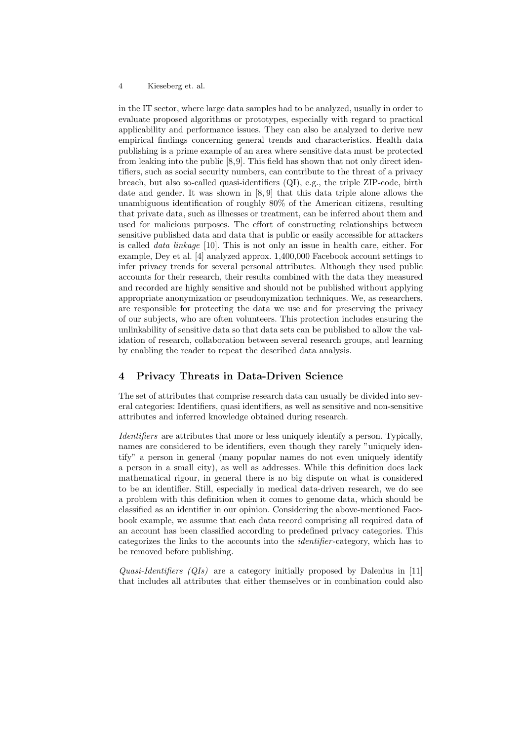in the IT sector, where large data samples had to be analyzed, usually in order to evaluate proposed algorithms or prototypes, especially with regard to practical applicability and performance issues. They can also be analyzed to derive new empirical findings concerning general trends and characteristics. Health data publishing is a prime example of an area where sensitive data must be protected from leaking into the public [8,9]. This field has shown that not only direct identifiers, such as social security numbers, can contribute to the threat of a privacy breach, but also so-called quasi-identifiers (QI), e.g., the triple ZIP-code, birth date and gender. It was shown in [8, 9] that this data triple alone allows the unambiguous identification of roughly 80% of the American citizens, resulting that private data, such as illnesses or treatment, can be inferred about them and used for malicious purposes. The effort of constructing relationships between sensitive published data and data that is public or easily accessible for attackers is called *data linkage* [10]. This is not only an issue in health care, either. For example, Dey et al. [4] analyzed approx. 1,400,000 Facebook account settings to infer privacy trends for several personal attributes. Although they used public accounts for their research, their results combined with the data they measured and recorded are highly sensitive and should not be published without applying appropriate anonymization or pseudonymization techniques. We, as researchers, are responsible for protecting the data we use and for preserving the privacy of our subjects, who are often volunteers. This protection includes ensuring the unlinkability of sensitive data so that data sets can be published to allow the validation of research, collaboration between several research groups, and learning by enabling the reader to repeat the described data analysis.

## 4 Privacy Threats in Data-Driven Science

The set of attributes that comprise research data can usually be divided into several categories: Identifiers, quasi identifiers, as well as sensitive and non-sensitive attributes and inferred knowledge obtained during research.

*Identifiers* are attributes that more or less uniquely identify a person. Typically, names are considered to be identifiers, even though they rarely "uniquely identify" a person in general (many popular names do not even uniquely identify a person in a small city), as well as addresses. While this definition does lack mathematical rigour, in general there is no big dispute on what is considered to be an identifier. Still, especially in medical data-driven research, we do see a problem with this definition when it comes to genome data, which should be classified as an identifier in our opinion. Considering the above-mentioned Facebook example, we assume that each data record comprising all required data of an account has been classified according to predefined privacy categories. This categorizes the links to the accounts into the *identifier*-category, which has to be removed before publishing.

*Quasi-Identifiers (QIs)* are a category initially proposed by Dalenius in [11] that includes all attributes that either themselves or in combination could also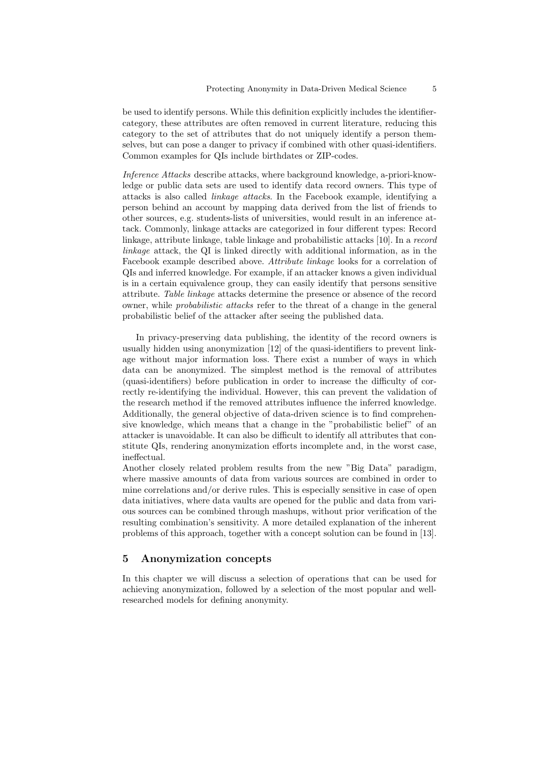be used to identify persons. While this definition explicitly includes the identifier-category, these attributes are often removed in current literature, reducing this category to the set of attributes that do not uniquely identify a person themselves, but can pose a danger to privacy if combined with other quasi-identifiers. Common examples for QIs include birthdates or ZIP-codes.

*Inference Attacks* describe attacks, where background knowledge, a-priori-knowledge or public data sets are used to identify data record owners. This type of attacks is also called *linkage attacks*. In the Facebook example, identifying a person behind an account by mapping data derived from the list of friends to other sources, e.g. students-lists of universities, would result in an inference attack. Commonly, linkage attacks are categorized in four different types: Record linkage, attribute linkage, table linkage and probabilistic attacks [10]. In a *record linkage* attack, the QI is linked directly with additional information, as in the Facebook example described above. *Attribute linkage* looks for a correlation of QIs and inferred knowledge. For example, if an attacker knows a given individual is in a certain equivalence group, they can easily identify that persons sensitive attribute. *Table linkage* attacks determine the presence or absence of the record owner, while *probabilistic attacks* refer to the threat of a change in the general probabilistic belief of the attacker after seeing the published data.

In privacy-preserving data publishing, the identity of the record owners is usually hidden using anonymization [12] of the quasi-identifiers to prevent linkage without major information loss. There exist a number of ways in which data can be anonymized. The simplest method is the removal of attributes (quasi-identifiers) before publication in order to increase the difficulty of correctly re-identifying the individual. However, this can prevent the validation of the research method if the removed attributes influence the inferred knowledge. Additionally, the general objective of data-driven science is to find comprehensive knowledge, which means that a change in the "probabilistic belief" of an attacker is unavoidable. It can also be difficult to identify all attributes that constitute QIs, rendering anonymization efforts incomplete and, in the worst case, ineffectual.
Another closely related problem results from the new "Big Data" paradigm, where massive amounts of data from various sources are combined in order to mine correlations and/or derive rules. This is especially sensitive in case of open data initiatives, where data vaults are opened for the public and data from various sources can be combined through mashups, without prior verification of the resulting combination's sensitivity. A more detailed explanation of the inherent problems of this approach, together with a concept solution can be found in [13].

## 5 Anonymization concepts

In this chapter we will discuss a selection of operations that can be used for achieving anonymization, followed by a selection of the most popular and well-researched models for defining anonymity.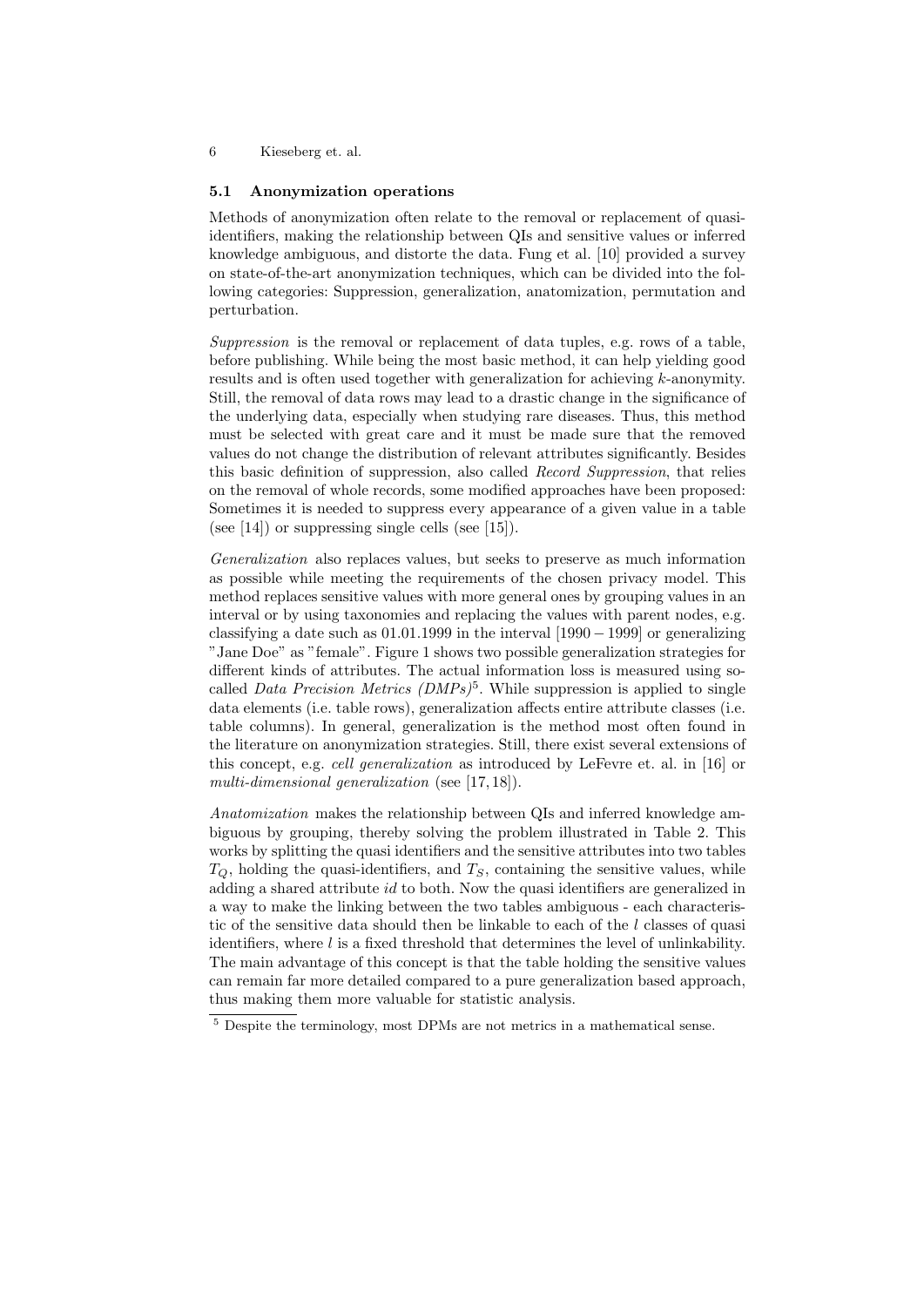### 5.1 Anonymization operations

Methods of anonymization often relate to the removal or replacement of quasi-identifiers, making the relationship between QIs and sensitive values or inferred knowledge ambiguous, and distorte the data. Fung et al. [10] provided a survey on state-of-the-art anonymization techniques, which can be divided into the following categories: Suppression, generalization, anatomization, permutation and perturbation.

*Suppression* is the removal or replacement of data tuples, e.g. rows of a table, before publishing. While being the most basic method, it can help yielding good results and is often used together with generalization for achieving $k$-anonymity. Still, the removal of data rows may lead to a drastic change in the significance of the underlying data, especially when studying rare diseases. Thus, this method must be selected with great care and it must be made sure that the removed values do not change the distribution of relevant attributes significantly. Besides this basic definition of suppression, also called *Record Suppression*, that relies on the removal of whole records, some modified approaches have been proposed: Sometimes it is needed to suppress every appearance of a given value in a table (see [14]) or suppressing single cells (see [15]).

*Generalization* also replaces values, but seeks to preserve as much information as possible while meeting the requirements of the chosen privacy model. This method replaces sensitive values with more general ones by grouping values in an interval or by using taxonomies and replacing the values with parent nodes, e.g. classifying a date such as 01.01.1999 in the interval $[1990 - 1999]$ or generalizing "Jane Doe" as "female". Figure 1 shows two possible generalization strategies for different kinds of attributes. The actual information loss is measured using so-called *Data Precision Metrics (DMPs)*[5]. While suppression is applied to single data elements (i.e. table rows), generalization affects entire attribute classes (i.e. table columns). In general, generalization is the method most often found in the literature on anonymization strategies. Still, there exist several extensions of this concept, e.g. *cell generalization* as introduced by LeFevre et. al. in [16] or *multi-dimensional generalization* (see [17, 18]).

*Anatomization* makes the relationship between QIs and inferred knowledge ambiguous by grouping, thereby solving the problem illustrated in Table 2. This works by splitting the quasi identifiers and the sensitive attributes into two tables $T_Q$, holding the quasi-identifiers, and $T_S$, containing the sensitive values, while adding a shared attribute *id* to both. Now the quasi identifiers are generalized in a way to make the linking between the two tables ambiguous - each characteristic of the sensitive data should then be linkable to each of the $l$ classes of quasi identifiers, where $l$ is a fixed threshold that determines the level of unlinkability. The main advantage of this concept is that the table holding the sensitive values can remain far more detailed compared to a pure generalization based approach, thus making them more valuable for statistic analysis.

[5] Despite the terminology, most DPMs are not metrics in a mathematical sense.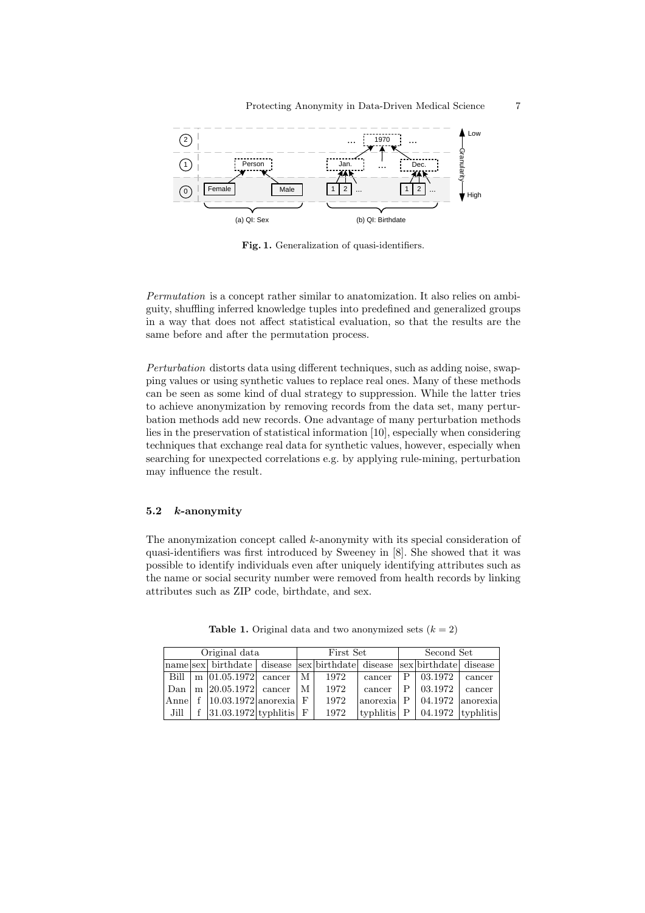Fig. 1. Generalization of quasi-identifiers.

*Permutation* is a concept rather similar to anatomization. It also relies on ambiguity, shuffling inferred knowledge tuples into predefined and generalized groups in a way that does not affect statistical evaluation, so that the results are the same before and after the permutation process.

*Perturbation* distorts data using different techniques, such as adding noise, swapping values or using synthetic values to replace real ones. Many of these methods can be seen as some kind of dual strategy to suppression. While the latter tries to achieve anonymization by removing records from the data set, many perturbation methods add new records. One advantage of many perturbation methods lies in the preservation of statistical information [10], especially when considering techniques that exchange real data for synthetic values, however, especially when searching for unexpected correlations e.g. by applying rule-mining, perturbation may influence the result.

### 5.2 *k*-anonymity

The anonymization concept called $k$-anonymity with its special consideration of quasi-identifiers was first introduced by Sweeney in [8]. She showed that it was possible to identify individuals even after uniquely identifying attributes such as the name or social security number were removed from health records by linking attributes such as ZIP code, birthdate, and sex.

**Table 1.** Original data and two anonymized sets ($k = 2$)

| Original data | | | | First Set | | | Second Set | | |
|---|---|---|---|---|---|---|---|---|---|
| name | sex | birthdate | disease | sex | birthdate | disease | sex | birthdate | disease |
| Bill | m | 01.05.1972 | cancer | M | 1972 | cancer | P | 03.1972 | cancer |
| Dan | m | 20.05.1972 | cancer | M | 1972 | cancer | P | 03.1972 | cancer |
| Anne | f | 10.03.1972 | anorexia | F | 1972 | anorexia | P | 04.1972 | anorexia |
| Jill | f | 31.03.1972 | typhlitis | F | 1972 | typhlitis | P | 04.1972 | typhlitis |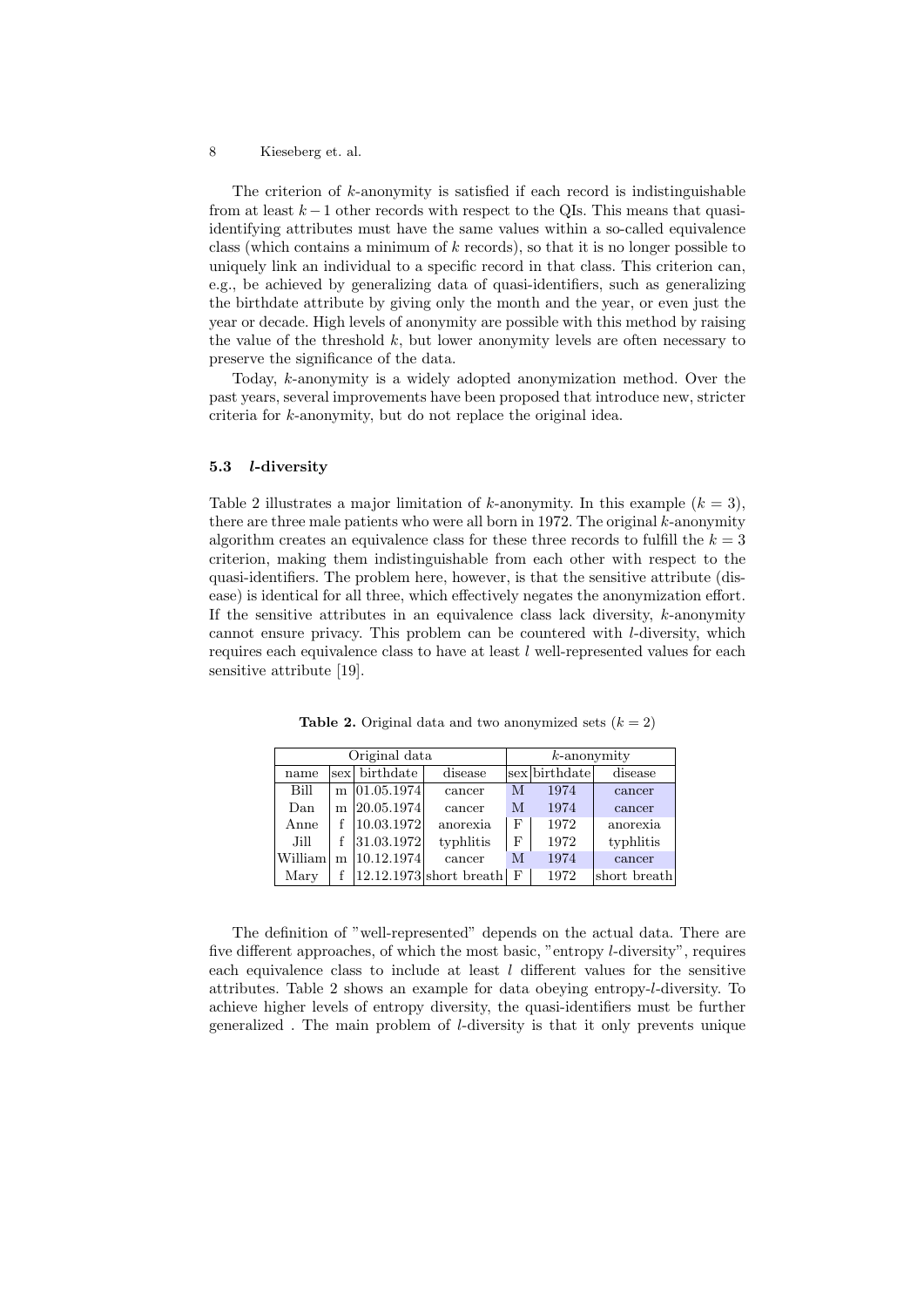The criterion of $k$-anonymity is satisfied if each record is indistinguishable from at least $k-1$ other records with respect to the QIs. This means that quasi-identifying attributes must have the same values within a so-called equivalence class (which contains a minimum of $k$ records), so that it is no longer possible to uniquely link an individual to a specific record in that class. This criterion can, e.g., be achieved by generalizing data of quasi-identifiers, such as generalizing the birthdate attribute by giving only the month and the year, or even just the year or decade. High levels of anonymity are possible with this method by raising the value of the threshold $k$, but lower anonymity levels are often necessary to preserve the significance of the data.

Today, $k$-anonymity is a widely adopted anonymization method. Over the past years, several improvements have been proposed that introduce new, stricter criteria for $k$-anonymity, but do not replace the original idea.

### 5.3 *l*-diversity

Table 2 illustrates a major limitation of $k$-anonymity. In this example ($k = 3$), there are three male patients who were all born in 1972. The original $k$-anonymity algorithm creates an equivalence class for these three records to fulfill the $k = 3$ criterion, making them indistinguishable from each other with respect to the quasi-identifiers. The problem here, however, is that the sensitive attribute (disease) is identical for all three, which effectively negates the anonymization effort. If the sensitive attributes in an equivalence class lack diversity, $k$-anonymity cannot ensure privacy. This problem can be countered with $l$-diversity, which requires each equivalence class to have at least $l$ well-represented values for each sensitive attribute [19].

**Table 2.** Original data and two anonymized sets ($k = 2$)

| Original data | | | | $k$-anonymity | | |
|---|---|---|---|---|---|---|
| name | sex | birthdate | disease | sex | birthdate | disease |
| Bill | m | 01.05.1974 | cancer | M | 1974 | cancer |
| Dan | m | 20.05.1974 | cancer | M | 1974 | cancer |
| Anne | f | 10.03.1972 | anorexia | F | 1972 | anorexia |
| Jill | f | 31.03.1972 | typhlitis | F | 1972 | typhlitis |
| William | m | 10.12.1974 | cancer | M | 1974 | cancer |
| Mary | f | 12.12.1973 | short breath | F | 1972 | short breath |

The definition of "well-represented" depends on the actual data. There are five different approaches, of which the most basic, "entropy $l$-diversity", requires each equivalence class to include at least $l$ different values for the sensitive attributes. Table 2 shows an example for data obeying entropy-$l$-diversity. To achieve higher levels of entropy diversity, the quasi-identifiers must be further generalized . The main problem of $l$-diversity is that it only prevents unique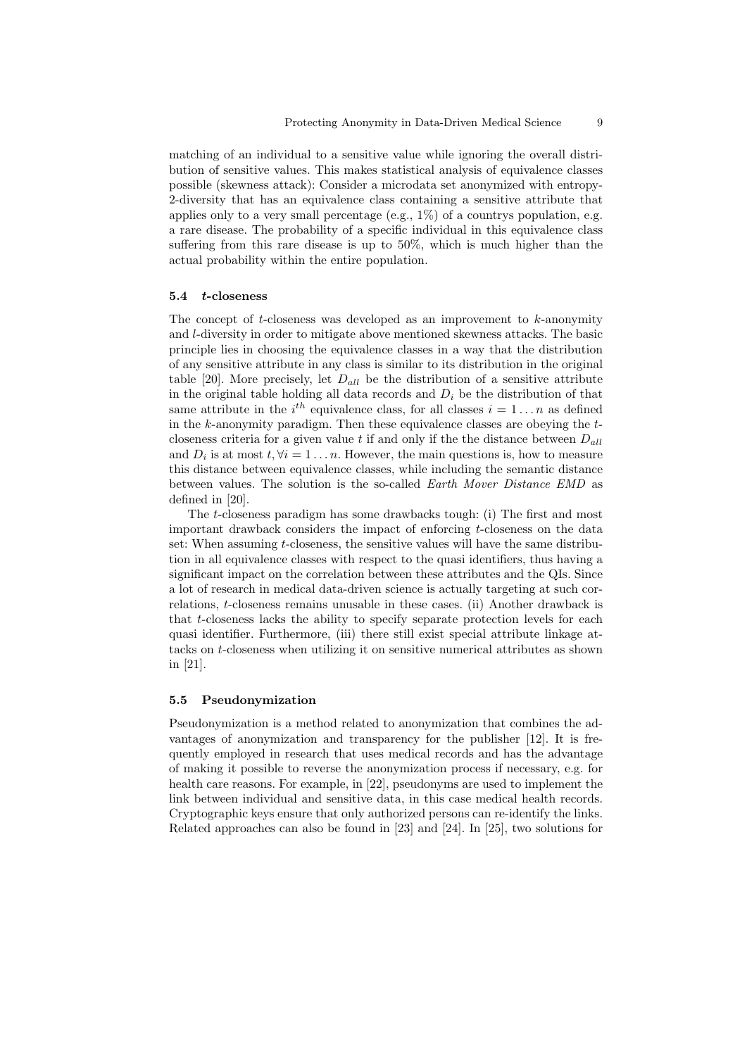matching of an individual to a sensitive value while ignoring the overall distribution of sensitive values. This makes statistical analysis of equivalence classes possible (skewness attack): Consider a microdata set anonymized with entropy-2-diversity that has an equivalence class containing a sensitive attribute that applies only to a very small percentage (e.g., 1%) of a countrys population, e.g. a rare disease. The probability of a specific individual in this equivalence class suffering from this rare disease is up to 50%, which is much higher than the actual probability within the entire population.

### 5.4 *t*-closeness

The concept of *t*-closeness was developed as an improvement to *k*-anonymity and *l*-diversity in order to mitigate above mentioned skewness attacks. The basic principle lies in choosing the equivalence classes in a way that the distribution of any sensitive attribute in any class is similar to its distribution in the original table [20]. More precisely, let $D_{all}$ be the distribution of a sensitive attribute in the original table holding all data records and $D_i$ be the distribution of that same attribute in the $i^{th}$ equivalence class, for all classes $i = 1 \ldots n$ as defined in the *k*-anonymity paradigm. Then these equivalence classes are obeying the *t*-closeness criteria for a given value *t* if and only if the the distance between $D_{all}$ and $D_i$ is at most $t, \forall i = 1 \ldots n$. However, the main questions is, how to measure this distance between equivalence classes, while including the semantic distance between values. The solution is the so-called *Earth Mover Distance EMD* as defined in [20].

The *t*-closeness paradigm has some drawbacks tough: (i) The first and most important drawback considers the impact of enforcing *t*-closeness on the data set: When assuming *t*-closeness, the sensitive values will have the same distribution in all equivalence classes with respect to the quasi identifiers, thus having a significant impact on the correlation between these attributes and the QIs. Since a lot of research in medical data-driven science is actually targeting at such correlations, *t*-closeness remains unusable in these cases. (ii) Another drawback is that *t*-closeness lacks the ability to specify separate protection levels for each quasi identifier. Furthermore, (iii) there still exist special attribute linkage attacks on *t*-closeness when utilizing it on sensitive numerical attributes as shown in [21].

### 5.5 Pseudonymization

Pseudonymization is a method related to anonymization that combines the advantages of anonymization and transparency for the publisher [12]. It is frequently employed in research that uses medical records and has the advantage of making it possible to reverse the anonymization process if necessary, e.g. for health care reasons. For example, in [22], pseudonyms are used to implement the link between individual and sensitive data, in this case medical health records. Cryptographic keys ensure that only authorized persons can re-identify the links. Related approaches can also be found in [23] and [24]. In [25], two solutions for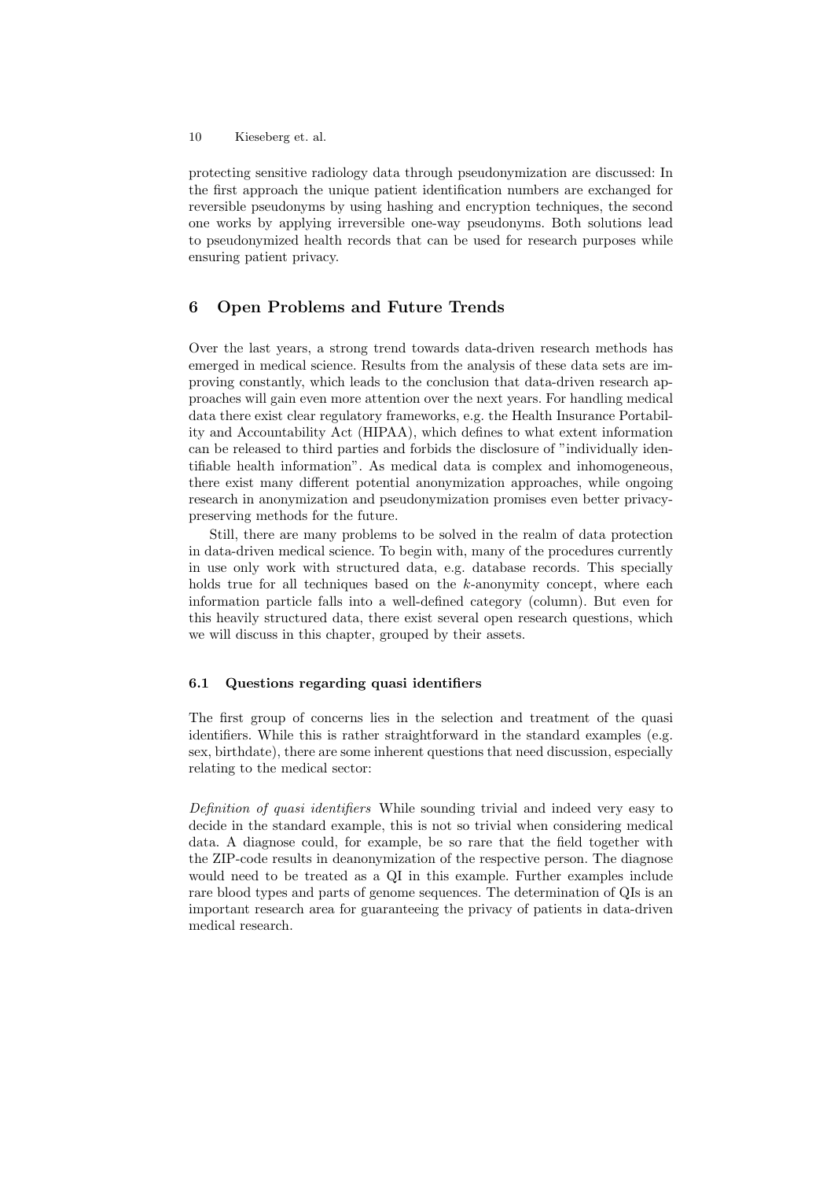protecting sensitive radiology data through pseudonymization are discussed: In the first approach the unique patient identification numbers are exchanged for reversible pseudonyms by using hashing and encryption techniques, the second one works by applying irreversible one-way pseudonyms. Both solutions lead to pseudonymized health records that can be used for research purposes while ensuring patient privacy.

## 6 Open Problems and Future Trends

Over the last years, a strong trend towards data-driven research methods has emerged in medical science. Results from the analysis of these data sets are improving constantly, which leads to the conclusion that data-driven research approaches will gain even more attention over the next years. For handling medical data there exist clear regulatory frameworks, e.g. the Health Insurance Portability and Accountability Act (HIPAA), which defines to what extent information can be released to third parties and forbids the disclosure of "individually identifiable health information". As medical data is complex and inhomogeneous, there exist many different potential anonymization approaches, while ongoing research in anonymization and pseudonymization promises even better privacy-preserving methods for the future.

Still, there are many problems to be solved in the realm of data protection in data-driven medical science. To begin with, many of the procedures currently in use only work with structured data, e.g. database records. This specially holds true for all techniques based on the $k$-anonymity concept, where each information particle falls into a well-defined category (column). But even for this heavily structured data, there exist several open research questions, which we will discuss in this chapter, grouped by their assets.

### 6.1 Questions regarding quasi identifiers

The first group of concerns lies in the selection and treatment of the quasi identifiers. While this is rather straightforward in the standard examples (e.g. sex, birthdate), there are some inherent questions that need discussion, especially relating to the medical sector:

*Definition of quasi identifiers* While sounding trivial and indeed very easy to decide in the standard example, this is not so trivial when considering medical data. A diagnose could, for example, be so rare that the field together with the ZIP-code results in deanonymization of the respective person. The diagnose would need to be treated as a QI in this example. Further examples include rare blood types and parts of genome sequences. The determination of QIs is an important research area for guaranteeing the privacy of patients in data-driven medical research.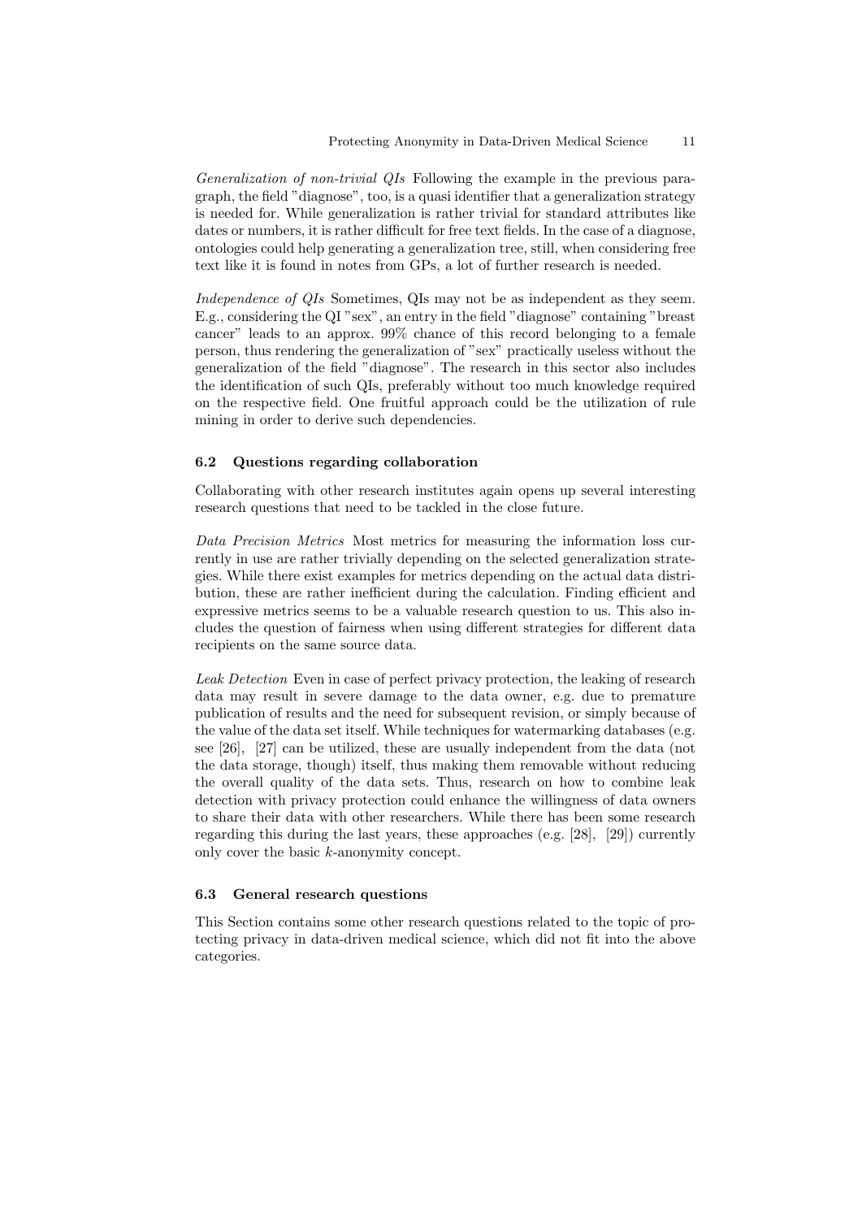*Generalization of non-trivial QIs* Following the example in the previous paragraph, the field "diagnose", too, is a quasi identifier that a generalization strategy is needed for. While generalization is rather trivial for standard attributes like dates or numbers, it is rather difficult for free text fields. In the case of a diagnose, ontologies could help generating a generalization tree, still, when considering free text like it is found in notes from GPs, a lot of further research is needed.

*Independence of QIs* Sometimes, QIs may not be as independent as they seem. E.g., considering the QI "sex", an entry in the field "diagnose" containing "breast cancer" leads to an approx. 99% chance of this record belonging to a female person, thus rendering the generalization of "sex" practically useless without the generalization of the field "diagnose". The research in this sector also includes the identification of such QIs, preferably without too much knowledge required on the respective field. One fruitful approach could be the utilization of rule mining in order to derive such dependencies.

### 6.2 Questions regarding collaboration

Collaborating with other research institutes again opens up several interesting research questions that need to be tackled in the close future.

*Data Precision Metrics* Most metrics for measuring the information loss currently in use are rather trivially depending on the selected generalization strategies. While there exist examples for metrics depending on the actual data distribution, these are rather inefficient during the calculation. Finding efficient and expressive metrics seems to be a valuable research question to us. This also includes the question of fairness when using different strategies for different data recipients on the same source data.

*Leak Detection* Even in case of perfect privacy protection, the leaking of research data may result in severe damage to the data owner, e.g. due to premature publication of results and the need for subsequent revision, or simply because of the value of the data set itself. While techniques for watermarking databases (e.g. see [26], [27] can be utilized, these are usually independent from the data (not the data storage, though) itself, thus making them removable without reducing the overall quality of the data sets. Thus, research on how to combine leak detection with privacy protection could enhance the willingness of data owners to share their data with other researchers. While there has been some research regarding this during the last years, these approaches (e.g. [28], [29]) currently only cover the basic $k$-anonymity concept.

### 6.3 General research questions

This Section contains some other research questions related to the topic of protecting privacy in data-driven medical science, which did not fit into the above categories.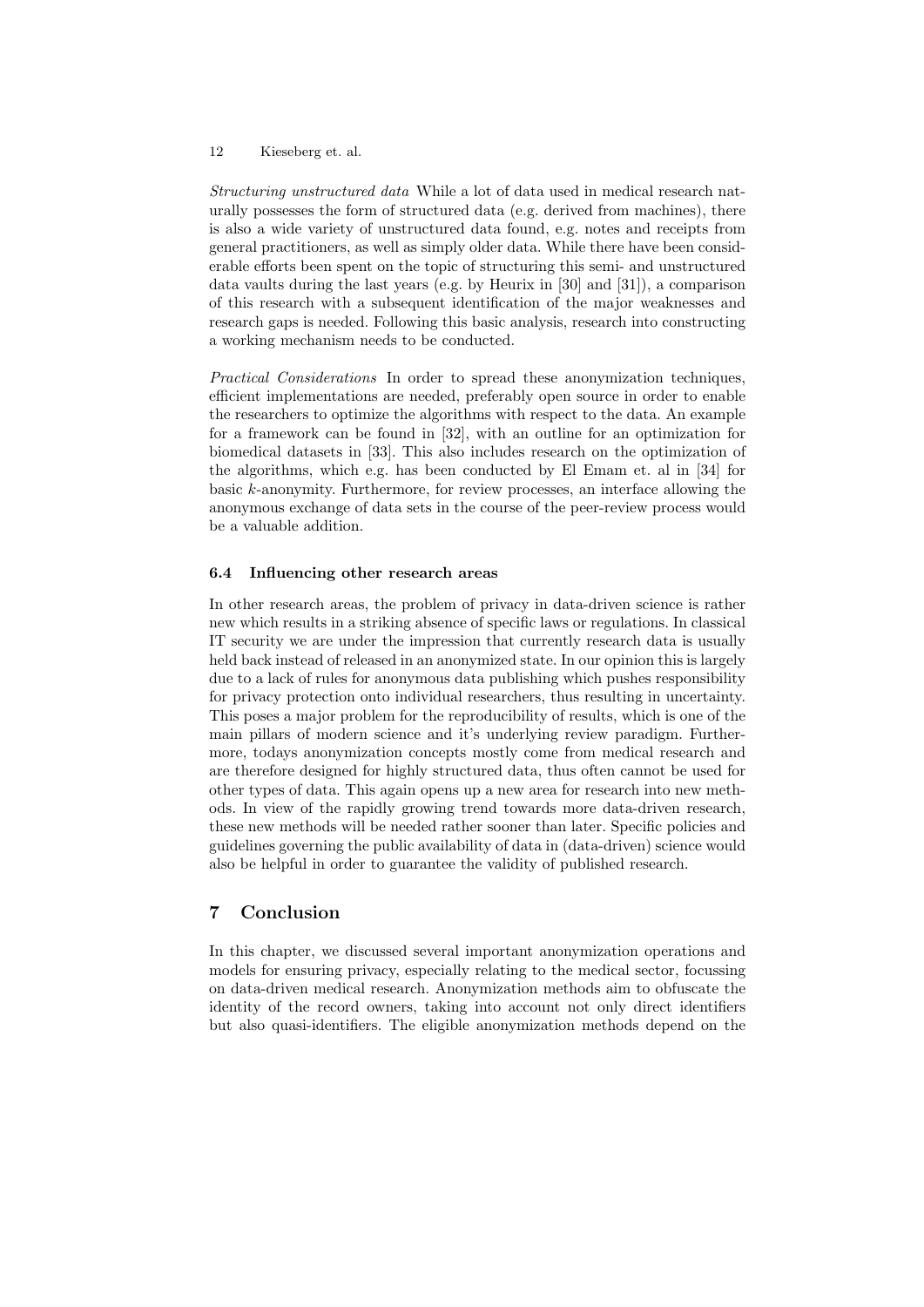*Structuring unstructured data* While a lot of data used in medical research naturally possesses the form of structured data (e.g. derived from machines), there is also a wide variety of unstructured data found, e.g. notes and receipts from general practitioners, as well as simply older data. While there have been considerable efforts been spent on the topic of structuring this semi- and unstructured data vaults during the last years (e.g. by Heurix in [30] and [31]), a comparison of this research with a subsequent identification of the major weaknesses and research gaps is needed. Following this basic analysis, research into constructing a working mechanism needs to be conducted.

*Practical Considerations* In order to spread these anonymization techniques, efficient implementations are needed, preferably open source in order to enable the researchers to optimize the algorithms with respect to the data. An example for a framework can be found in [32], with an outline for an optimization for biomedical datasets in [33]. This also includes research on the optimization of the algorithms, which e.g. has been conducted by El Emam et. al in [34] for basic $k$-anonymity. Furthermore, for review processes, an interface allowing the anonymous exchange of data sets in the course of the peer-review process would be a valuable addition.

### 6.4 Influencing other research areas

In other research areas, the problem of privacy in data-driven science is rather new which results in a striking absence of specific laws or regulations. In classical IT security we are under the impression that currently research data is usually held back instead of released in an anonymized state. In our opinion this is largely due to a lack of rules for anonymous data publishing which pushes responsibility for privacy protection onto individual researchers, thus resulting in uncertainty. This poses a major problem for the reproducibility of results, which is one of the main pillars of modern science and it's underlying review paradigm. Furthermore, todays anonymization concepts mostly come from medical research and are therefore designed for highly structured data, thus often cannot be used for other types of data. This again opens up a new area for research into new methods. In view of the rapidly growing trend towards more data-driven research, these new methods will be needed rather sooner than later. Specific policies and guidelines governing the public availability of data in (data-driven) science would also be helpful in order to guarantee the validity of published research.

## 7 Conclusion

In this chapter, we discussed several important anonymization operations and models for ensuring privacy, especially relating to the medical sector, focussing on data-driven medical research. Anonymization methods aim to obfuscate the identity of the record owners, taking into account not only direct identifiers but also quasi-identifiers. The eligible anonymization methods depend on the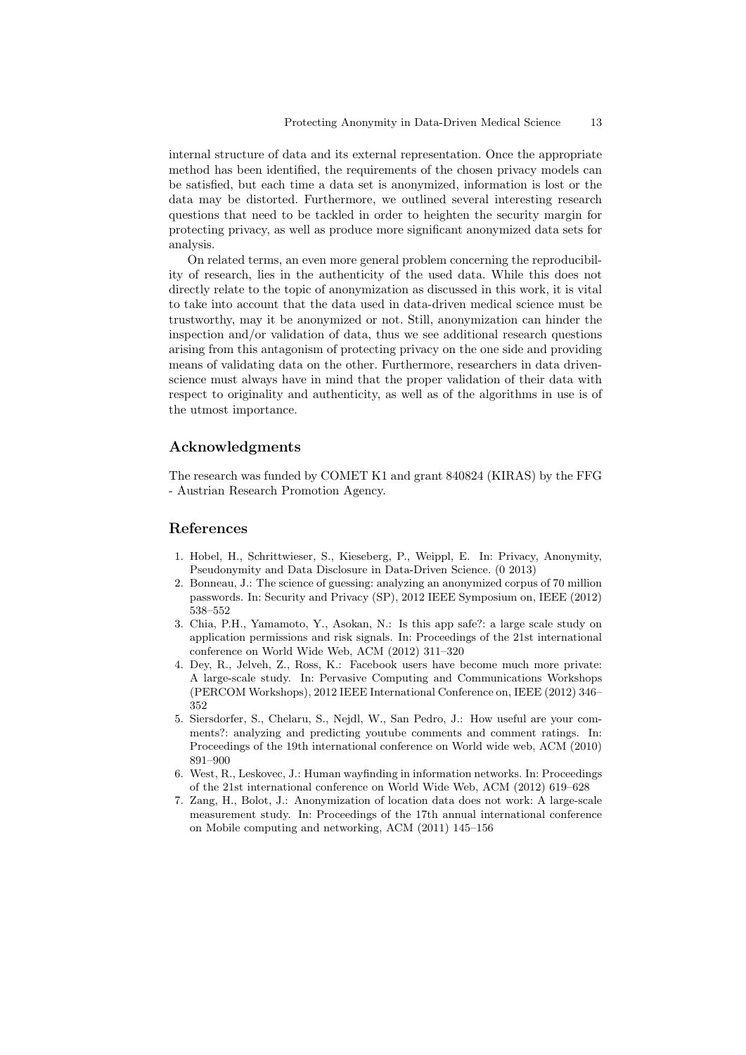internal structure of data and its external representation. Once the appropriate method has been identified, the requirements of the chosen privacy models can be satisfied, but each time a data set is anonymized, information is lost or the data may be distorted. Furthermore, we outlined several interesting research questions that need to be tackled in order to heighten the security margin for protecting privacy, as well as produce more significant anonymized data sets for analysis.

On related terms, an even more general problem concerning the reproducibility of research, lies in the authenticity of the used data. While this does not directly relate to the topic of anonymization as discussed in this work, it is vital to take into account that the data used in data-driven medical science must be trustworthy, may it be anonymized or not. Still, anonymization can hinder the inspection and/or validation of data, thus we see additional research questions arising from this antagonism of protecting privacy on the one side and providing means of validating data on the other. Furthermore, researchers in data driven-science must always have in mind that the proper validation of their data with respect to originality and authenticity, as well as of the algorithms in use is of the utmost importance.

## Acknowledgments

The research was funded by COMET K1 and grant 840824 (KIRAS) by the FFG - Austrian Research Promotion Agency.

## References

1. Hobel, H., Schrittwieser, S., Kieseberg, P., Weippl, E. In: Privacy, Anonymity, Pseudonymity and Data Disclosure in Data-Driven Science. (0 2013)
2. Bonneau, J.: The science of guessing: analyzing an anonymized corpus of 70 million passwords. In: Security and Privacy (SP), 2012 IEEE Symposium on, IEEE (2012) 538–552
3. Chia, P.H., Yamamoto, Y., Asokan, N.: Is this app safe?: a large scale study on application permissions and risk signals. In: Proceedings of the 21st international conference on World Wide Web, ACM (2012) 311–320
4. Dey, R., Jelveh, Z., Ross, K.: Facebook users have become much more private: A large-scale study. In: Pervasive Computing and Communications Workshops (PERCOM Workshops), 2012 IEEE International Conference on, IEEE (2012) 346–352
5. Siersdorfer, S., Chelaru, S., Nejdl, W., San Pedro, J.: How useful are your comments?: analyzing and predicting youtube comments and comment ratings. In: Proceedings of the 19th international conference on World wide web, ACM (2010) 891–900
6. West, R., Leskovec, J.: Human wayfinding in information networks. In: Proceedings of the 21st international conference on World Wide Web, ACM (2012) 619–628
7. Zang, H., Bolot, J.: Anonymization of location data does not work: A large-scale measurement study. In: Proceedings of the 17th annual international conference on Mobile computing and networking, ACM (2011) 145–156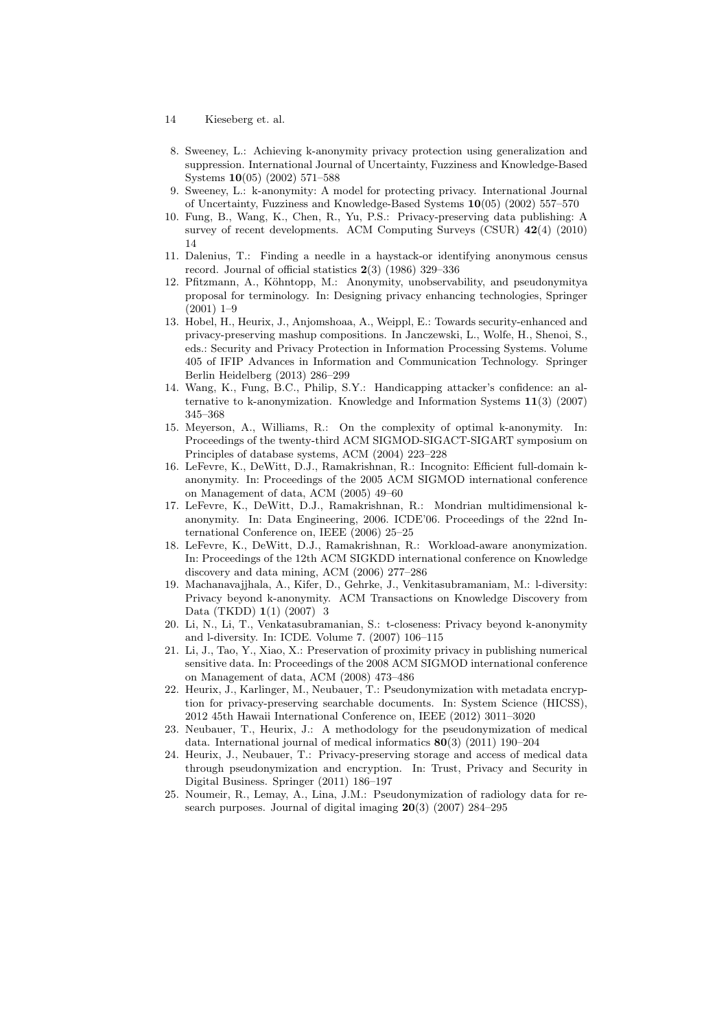8. Sweeney, L.: Achieving k-anonymity privacy protection using generalization and suppression. International Journal of Uncertainty, Fuzziness and Knowledge-Based Systems **10**(05) (2002) 571–588
9. Sweeney, L.: k-anonymity: A model for protecting privacy. International Journal of Uncertainty, Fuzziness and Knowledge-Based Systems **10**(05) (2002) 557–570
10. Fung, B., Wang, K., Chen, R., Yu, P.S.: Privacy-preserving data publishing: A survey of recent developments. ACM Computing Surveys (CSUR) **42**(4) (2010) 14
11. Dalenius, T.: Finding a needle in a haystack-or identifying anonymous census record. Journal of official statistics **2**(3) (1986) 329–336
12. Pfitzmann, A., Köhntopp, M.: Anonymity, unobservability, and pseudonymitya proposal for terminology. In: Designing privacy enhancing technologies, Springer (2001) 1–9
13. Hobel, H., Heurix, J., Anjomshoaa, A., Weippl, E.: Towards security-enhanced and privacy-preserving mashup compositions. In Janczewski, L., Wolfe, H., Shenoi, S., eds.: Security and Privacy Protection in Information Processing Systems. Volume 405 of IFIP Advances in Information and Communication Technology. Springer Berlin Heidelberg (2013) 286–299
14. Wang, K., Fung, B.C., Philip, S.Y.: Handicapping attacker's confidence: an alternative to k-anonymization. Knowledge and Information Systems **11**(3) (2007) 345–368
15. Meyerson, A., Williams, R.: On the complexity of optimal k-anonymity. In: Proceedings of the twenty-third ACM SIGMOD-SIGACT-SIGART symposium on Principles of database systems, ACM (2004) 223–228
16. LeFevre, K., DeWitt, D.J., Ramakrishnan, R.: Incognito: Efficient full-domain k-anonymity. In: Proceedings of the 2005 ACM SIGMOD international conference on Management of data, ACM (2005) 49–60
17. LeFevre, K., DeWitt, D.J., Ramakrishnan, R.: Mondrian multidimensional k-anonymity. In: Data Engineering, 2006. ICDE'06. Proceedings of the 22nd International Conference on, IEEE (2006) 25–25
18. LeFevre, K., DeWitt, D.J., Ramakrishnan, R.: Workload-aware anonymization. In: Proceedings of the 12th ACM SIGKDD international conference on Knowledge discovery and data mining, ACM (2006) 277–286
19. Machanavajjhala, A., Kifer, D., Gehrke, J., Venkitasubramaniam, M.: l-diversity: Privacy beyond k-anonymity. ACM Transactions on Knowledge Discovery from Data (TKDD) **1**(1) (2007) 3
20. Li, N., Li, T., Venkatasubramanian, S.: t-closeness: Privacy beyond k-anonymity and l-diversity. In: ICDE. Volume 7. (2007) 106–115
21. Li, J., Tao, Y., Xiao, X.: Preservation of proximity privacy in publishing numerical sensitive data. In: Proceedings of the 2008 ACM SIGMOD international conference on Management of data, ACM (2008) 473–486
22. Heurix, J., Karlinger, M., Neubauer, T.: Pseudonymization with metadata encryption for privacy-preserving searchable documents. In: System Science (HICSS), 2012 45th Hawaii International Conference on, IEEE (2012) 3011–3020
23. Neubauer, T., Heurix, J.: A methodology for the pseudonymization of medical data. International journal of medical informatics **80**(3) (2011) 190–204
24. Heurix, J., Neubauer, T.: Privacy-preserving storage and access of medical data through pseudonymization and encryption. In: Trust, Privacy and Security in Digital Business. Springer (2011) 186–197
25. Noumeir, R., Lemay, A., Lina, J.M.: Pseudonymization of radiology data for research purposes. Journal of digital imaging **20**(3) (2007) 284–295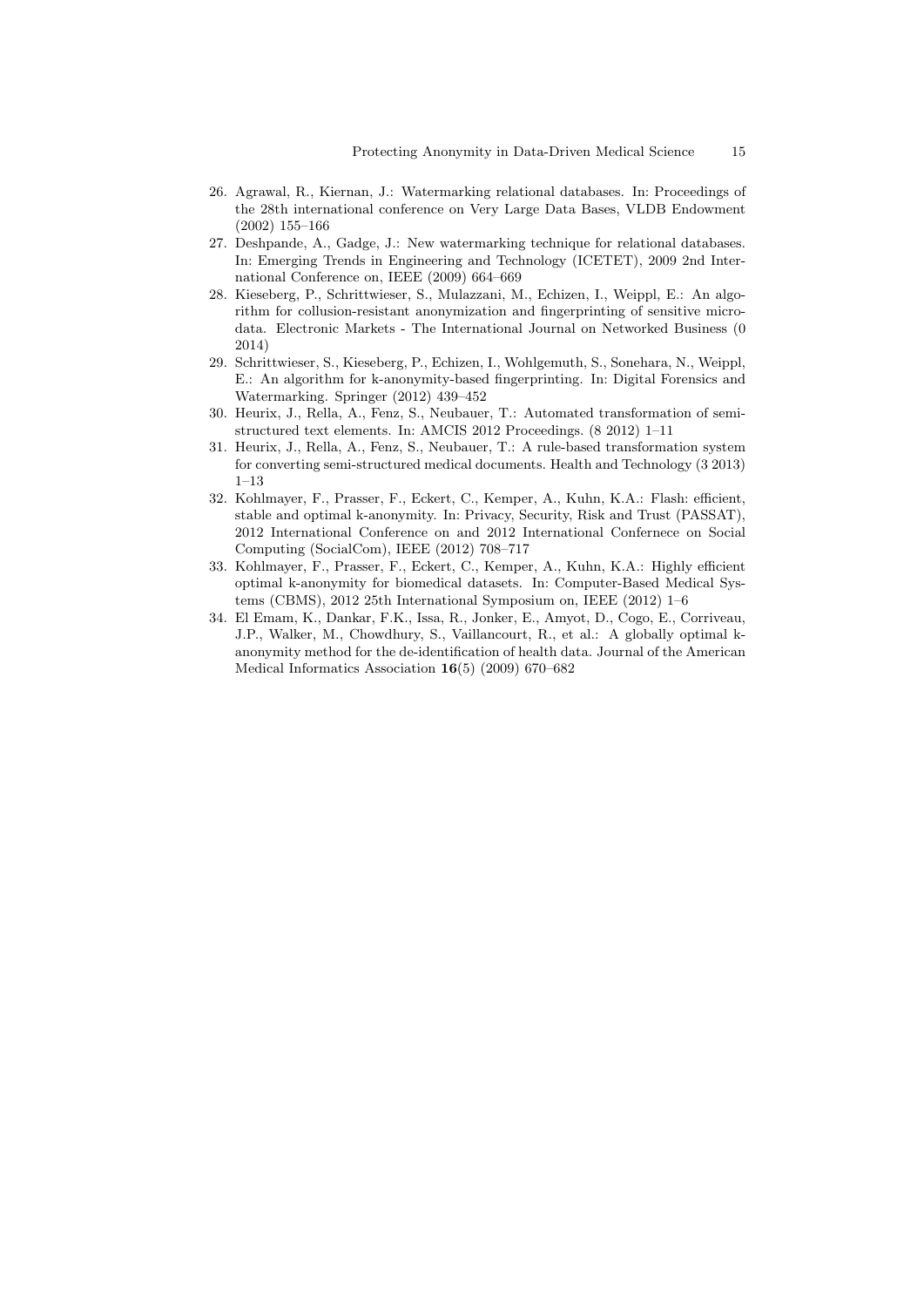26. Agrawal, R., Kiernan, J.: Watermarking relational databases. In: Proceedings of the 28th international conference on Very Large Data Bases, VLDB Endowment (2002) 155–166
27. Deshpande, A., Gadge, J.: New watermarking technique for relational databases. In: Emerging Trends in Engineering and Technology (ICETET), 2009 2nd International Conference on, IEEE (2009) 664–669
28. Kieseberg, P., Schrittwieser, S., Mulazzani, M., Echizen, I., Weippl, E.: An algorithm for collusion-resistant anonymization and fingerprinting of sensitive microdata. Electronic Markets - The International Journal on Networked Business (0 2014)
29. Schrittwieser, S., Kieseberg, P., Echizen, I., Wohlgemuth, S., Sonehara, N., Weippl, E.: An algorithm for k-anonymity-based fingerprinting. In: Digital Forensics and Watermarking. Springer (2012) 439–452
30. Heurix, J., Rella, A., Fenz, S., Neubauer, T.: Automated transformation of semi-structured text elements. In: AMCIS 2012 Proceedings. (8 2012) 1–11
31. Heurix, J., Rella, A., Fenz, S., Neubauer, T.: A rule-based transformation system for converting semi-structured medical documents. Health and Technology (3 2013) 1–13
32. Kohlmayer, F., Prasser, F., Eckert, C., Kemper, A., Kuhn, K.A.: Flash: efficient, stable and optimal k-anonymity. In: Privacy, Security, Risk and Trust (PASSAT), 2012 International Conference on and 2012 International Confernece on Social Computing (SocialCom), IEEE (2012) 708–717
33. Kohlmayer, F., Prasser, F., Eckert, C., Kemper, A., Kuhn, K.A.: Highly efficient optimal k-anonymity for biomedical datasets. In: Computer-Based Medical Systems (CBMS), 2012 25th International Symposium on, IEEE (2012) 1–6
34. El Emam, K., Dankar, F.K., Issa, R., Jonker, E., Amyot, D., Cogo, E., Corriveau, J.P., Walker, M., Chowdhury, S., Vaillancourt, R., et al.: A globally optimal k-anonymity method for the de-identification of health data. Journal of the American Medical Informatics Association **16**(5) (2009) 670–682